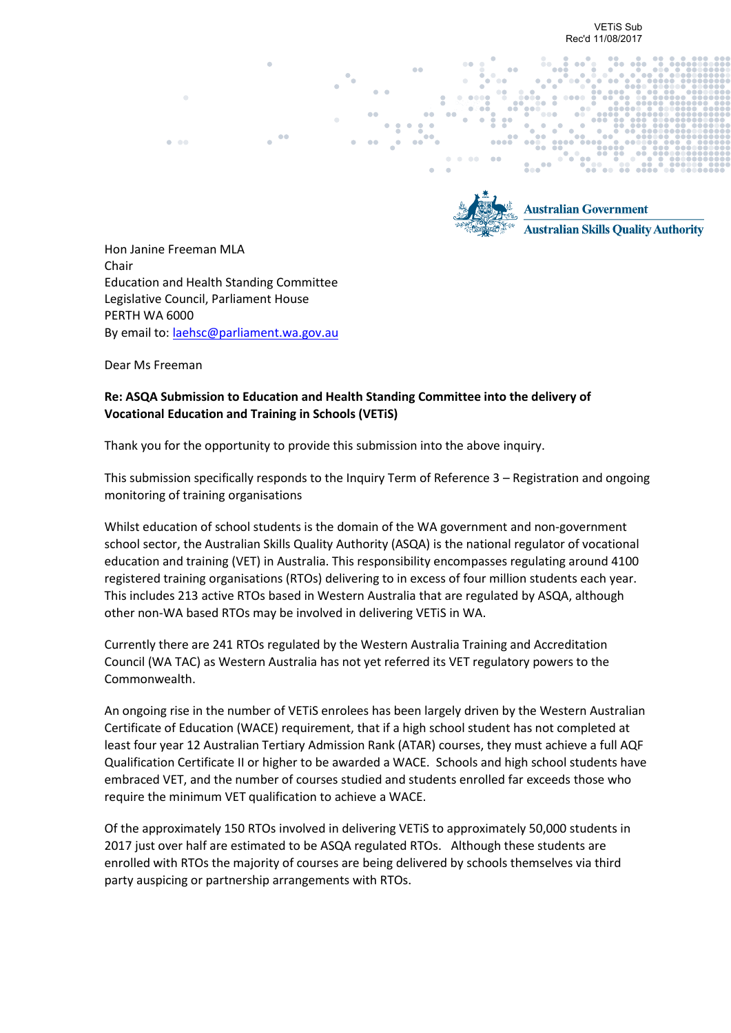VETiS Sub
Rec'd 11/08/2017

Australian Government
Australian Skills Quality Authority

Hon Janine Freeman MLA
Chair
Education and Health Standing Committee
Legislative Council, Parliament House
PERTH WA 6000
By email to: laehsc@parliament.wa.gov.au

Dear Ms Freeman

**Re: ASQA Submission to Education and Health Standing Committee into the delivery of Vocational Education and Training in Schools (VETiS)**

Thank you for the opportunity to provide this submission into the above inquiry.

This submission specifically responds to the Inquiry Term of Reference 3 – Registration and ongoing monitoring of training organisations

Whilst education of school students is the domain of the WA government and non-government school sector, the Australian Skills Quality Authority (ASQA) is the national regulator of vocational education and training (VET) in Australia. This responsibility encompasses regulating around 4100 registered training organisations (RTOs) delivering to in excess of four million students each year. This includes 213 active RTOs based in Western Australia that are regulated by ASQA, although other non-WA based RTOs may be involved in delivering VETiS in WA.

Currently there are 241 RTOs regulated by the Western Australia Training and Accreditation Council (WA TAC) as Western Australia has not yet referred its VET regulatory powers to the Commonwealth.

An ongoing rise in the number of VETiS enrolees has been largely driven by the Western Australian Certificate of Education (WACE) requirement, that if a high school student has not completed at least four year 12 Australian Tertiary Admission Rank (ATAR) courses, they must achieve a full AQF Qualification Certificate II or higher to be awarded a WACE. Schools and high school students have embraced VET, and the number of courses studied and students enrolled far exceeds those who require the minimum VET qualification to achieve a WACE.

Of the approximately 150 RTOs involved in delivering VETiS to approximately 50,000 students in 2017 just over half are estimated to be ASQA regulated RTOs. Although these students are enrolled with RTOs the majority of courses are being delivered by schools themselves via third party auspicing or partnership arrangements with RTOs.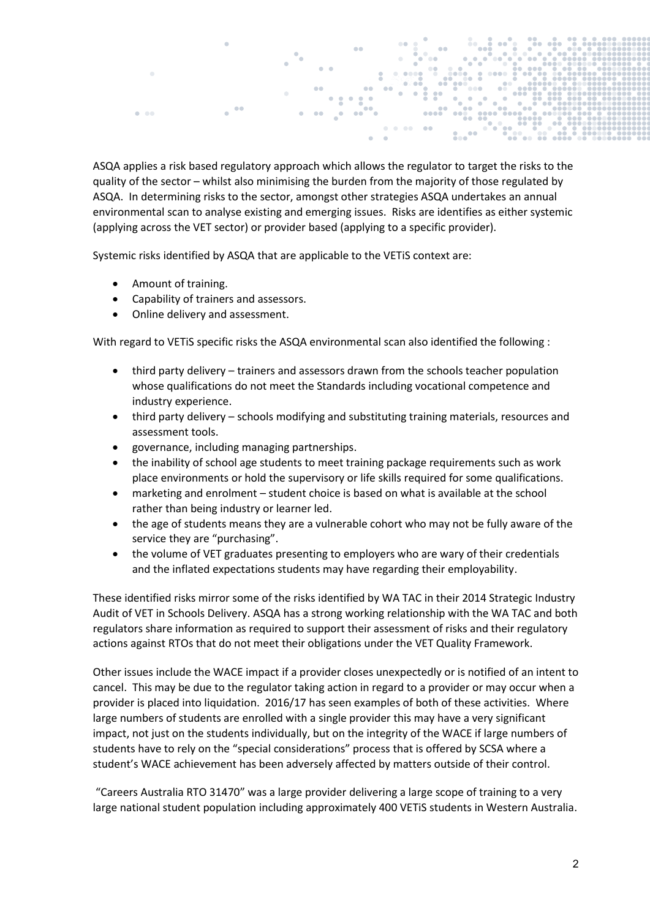ASQA applies a risk based regulatory approach which allows the regulator to target the risks to the quality of the sector – whilst also minimising the burden from the majority of those regulated by ASQA. In determining risks to the sector, amongst other strategies ASQA undertakes an annual environmental scan to analyse existing and emerging issues. Risks are identifies as either systemic (applying across the VET sector) or provider based (applying to a specific provider).

Systemic risks identified by ASQA that are applicable to the VETiS context are:

- Amount of training.
- Capability of trainers and assessors.
- Online delivery and assessment.

With regard to VETiS specific risks the ASQA environmental scan also identified the following :

- third party delivery – trainers and assessors drawn from the schools teacher population whose qualifications do not meet the Standards including vocational competence and industry experience.
- third party delivery – schools modifying and substituting training materials, resources and assessment tools.
- governance, including managing partnerships.
- the inability of school age students to meet training package requirements such as work place environments or hold the supervisory or life skills required for some qualifications.
- marketing and enrolment – student choice is based on what is available at the school rather than being industry or learner led.
- the age of students means they are a vulnerable cohort who may not be fully aware of the service they are "purchasing".
- the volume of VET graduates presenting to employers who are wary of their credentials and the inflated expectations students may have regarding their employability.

These identified risks mirror some of the risks identified by WA TAC in their 2014 Strategic Industry Audit of VET in Schools Delivery. ASQA has a strong working relationship with the WA TAC and both regulators share information as required to support their assessment of risks and their regulatory actions against RTOs that do not meet their obligations under the VET Quality Framework.

Other issues include the WACE impact if a provider closes unexpectedly or is notified of an intent to cancel. This may be due to the regulator taking action in regard to a provider or may occur when a provider is placed into liquidation. 2016/17 has seen examples of both of these activities. Where large numbers of students are enrolled with a single provider this may have a very significant impact, not just on the students individually, but on the integrity of the WACE if large numbers of students have to rely on the "special considerations" process that is offered by SCSA where a student's WACE achievement has been adversely affected by matters outside of their control.

"Careers Australia RTO 31470" was a large provider delivering a large scope of training to a very large national student population including approximately 400 VETiS students in Western Australia.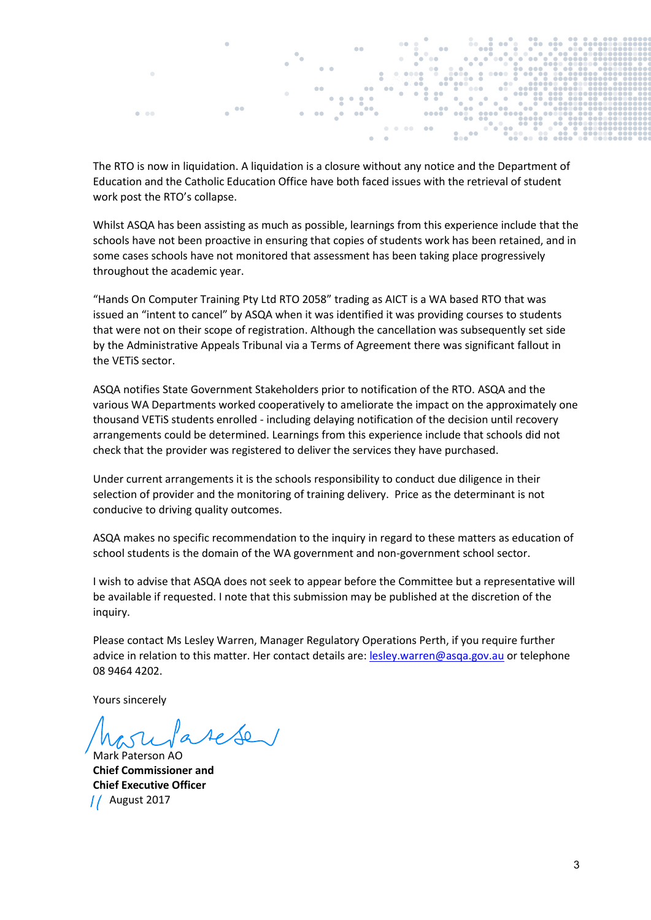The RTO is now in liquidation. A liquidation is a closure without any notice and the Department of Education and the Catholic Education Office have both faced issues with the retrieval of student work post the RTO's collapse.

Whilst ASQA has been assisting as much as possible, learnings from this experience include that the schools have not been proactive in ensuring that copies of students work has been retained, and in some cases schools have not monitored that assessment has been taking place progressively throughout the academic year.

"Hands On Computer Training Pty Ltd RTO 2058" trading as AICT is a WA based RTO that was issued an "intent to cancel" by ASQA when it was identified it was providing courses to students that were not on their scope of registration. Although the cancellation was subsequently set side by the Administrative Appeals Tribunal via a Terms of Agreement there was significant fallout in the VETiS sector.

ASQA notifies State Government Stakeholders prior to notification of the RTO. ASQA and the various WA Departments worked cooperatively to ameliorate the impact on the approximately one thousand VETiS students enrolled - including delaying notification of the decision until recovery arrangements could be determined. Learnings from this experience include that schools did not check that the provider was registered to deliver the services they have purchased.

Under current arrangements it is the schools responsibility to conduct due diligence in their selection of provider and the monitoring of training delivery. Price as the determinant is not conducive to driving quality outcomes.

ASQA makes no specific recommendation to the inquiry in regard to these matters as education of school students is the domain of the WA government and non-government school sector.

I wish to advise that ASQA does not seek to appear before the Committee but a representative will be available if requested. I note that this submission may be published at the discretion of the inquiry.

Please contact Ms Lesley Warren, Manager Regulatory Operations Perth, if you require further advice in relation to this matter. Her contact details are: lesley.warren@asqa.gov.au or telephone 08 9464 4202.

Yours sincerely

Mark Paterson AO
**Chief Commissioner and**
**Chief Executive Officer**
11 August 2017